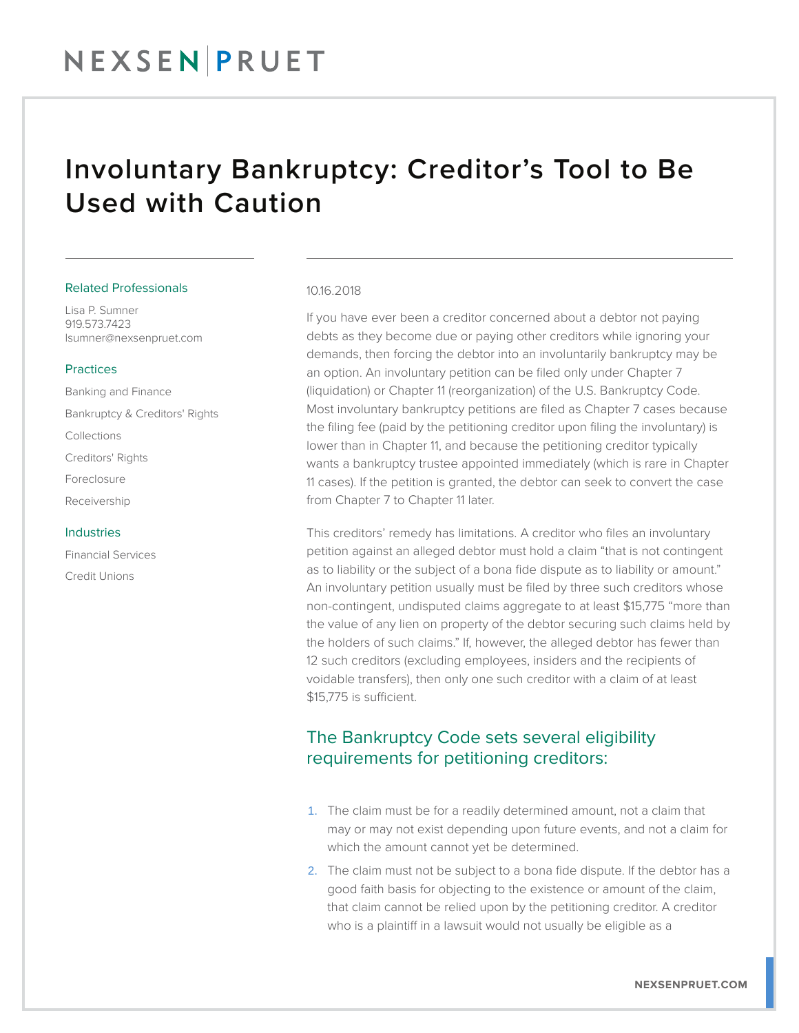# Involuntary Bankruptcy: Creditor's Tool to Be Used with Caution

### Related Professionals

Lisa P. Sumner
919.573.7423
lsumner@nexsenpruet.com

### Practices

Banking and Finance

Bankruptcy & Creditors' Rights

Collections

Creditors' Rights

Foreclosure

Receivership

### Industries

Financial Services

Credit Unions

10.16.2018

If you have ever been a creditor concerned about a debtor not paying debts as they become due or paying other creditors while ignoring your demands, then forcing the debtor into an involuntarily bankruptcy may be an option. An involuntary petition can be filed only under Chapter 7 (liquidation) or Chapter 11 (reorganization) of the U.S. Bankruptcy Code. Most involuntary bankruptcy petitions are filed as Chapter 7 cases because the filing fee (paid by the petitioning creditor upon filing the involuntary) is lower than in Chapter 11, and because the petitioning creditor typically wants a bankruptcy trustee appointed immediately (which is rare in Chapter 11 cases). If the petition is granted, the debtor can seek to convert the case from Chapter 7 to Chapter 11 later.

This creditors' remedy has limitations. A creditor who files an involuntary petition against an alleged debtor must hold a claim "that is not contingent as to liability or the subject of a bona fide dispute as to liability or amount." An involuntary petition usually must be filed by three such creditors whose non-contingent, undisputed claims aggregate to at least $15,775 "more than the value of any lien on property of the debtor securing such claims held by the holders of such claims." If, however, the alleged debtor has fewer than 12 such creditors (excluding employees, insiders and the recipients of voidable transfers), then only one such creditor with a claim of at least $15,775 is sufficient.

## The Bankruptcy Code sets several eligibility requirements for petitioning creditors:

1. The claim must be for a readily determined amount, not a claim that may or may not exist depending upon future events, and not a claim for which the amount cannot yet be determined.
2. The claim must not be subject to a bona fide dispute. If the debtor has a good faith basis for objecting to the existence or amount of the claim, that claim cannot be relied upon by the petitioning creditor. A creditor who is a plaintiff in a lawsuit would not usually be eligible as a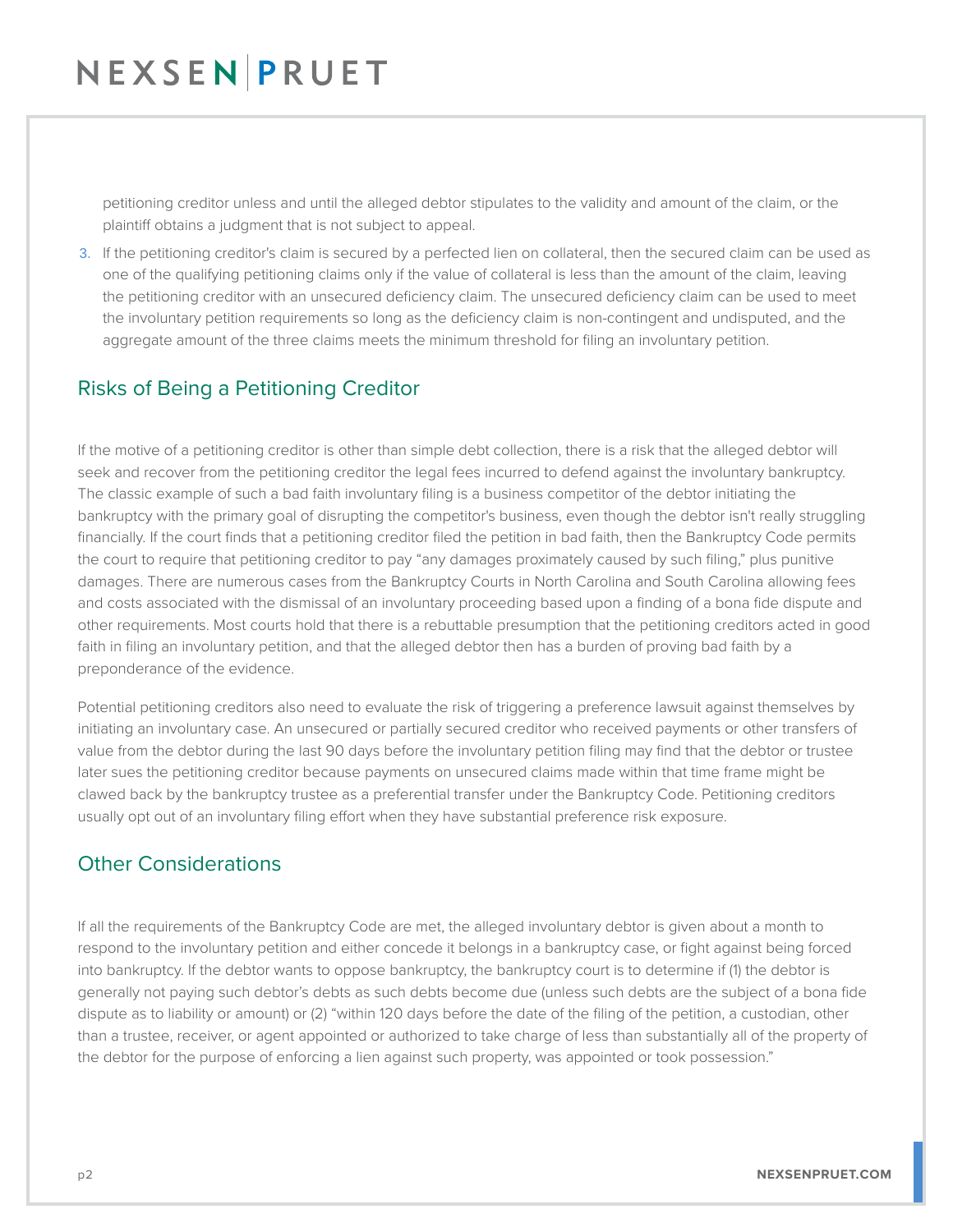petitioning creditor unless and until the alleged debtor stipulates to the validity and amount of the claim, or the plaintiff obtains a judgment that is not subject to appeal.

3. If the petitioning creditor's claim is secured by a perfected lien on collateral, then the secured claim can be used as one of the qualifying petitioning claims only if the value of collateral is less than the amount of the claim, leaving the petitioning creditor with an unsecured deficiency claim. The unsecured deficiency claim can be used to meet the involuntary petition requirements so long as the deficiency claim is non-contingent and undisputed, and the aggregate amount of the three claims meets the minimum threshold for filing an involuntary petition.

## Risks of Being a Petitioning Creditor

If the motive of a petitioning creditor is other than simple debt collection, there is a risk that the alleged debtor will seek and recover from the petitioning creditor the legal fees incurred to defend against the involuntary bankruptcy. The classic example of such a bad faith involuntary filing is a business competitor of the debtor initiating the bankruptcy with the primary goal of disrupting the competitor's business, even though the debtor isn't really struggling financially. If the court finds that a petitioning creditor filed the petition in bad faith, then the Bankruptcy Code permits the court to require that petitioning creditor to pay "any damages proximately caused by such filing," plus punitive damages. There are numerous cases from the Bankruptcy Courts in North Carolina and South Carolina allowing fees and costs associated with the dismissal of an involuntary proceeding based upon a finding of a bona fide dispute and other requirements. Most courts hold that there is a rebuttable presumption that the petitioning creditors acted in good faith in filing an involuntary petition, and that the alleged debtor then has a burden of proving bad faith by a preponderance of the evidence.

Potential petitioning creditors also need to evaluate the risk of triggering a preference lawsuit against themselves by initiating an involuntary case. An unsecured or partially secured creditor who received payments or other transfers of value from the debtor during the last 90 days before the involuntary petition filing may find that the debtor or trustee later sues the petitioning creditor because payments on unsecured claims made within that time frame might be clawed back by the bankruptcy trustee as a preferential transfer under the Bankruptcy Code. Petitioning creditors usually opt out of an involuntary filing effort when they have substantial preference risk exposure.

## Other Considerations

If all the requirements of the Bankruptcy Code are met, the alleged involuntary debtor is given about a month to respond to the involuntary petition and either concede it belongs in a bankruptcy case, or fight against being forced into bankruptcy. If the debtor wants to oppose bankruptcy, the bankruptcy court is to determine if (1) the debtor is generally not paying such debtor's debts as such debts become due (unless such debts are the subject of a bona fide dispute as to liability or amount) or (2) "within 120 days before the date of the filing of the petition, a custodian, other than a trustee, receiver, or agent appointed or authorized to take charge of less than substantially all of the property of the debtor for the purpose of enforcing a lien against such property, was appointed or took possession."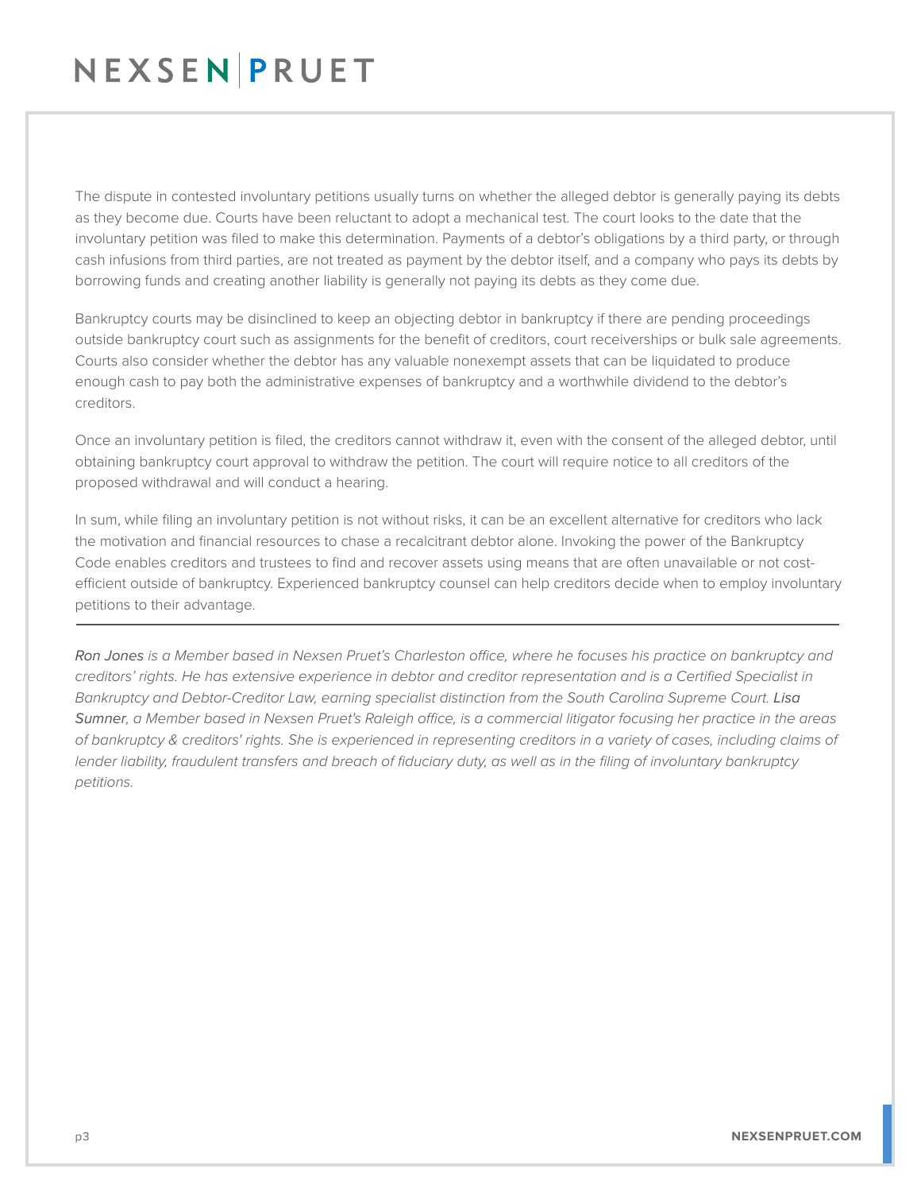The dispute in contested involuntary petitions usually turns on whether the alleged debtor is generally paying its debts as they become due. Courts have been reluctant to adopt a mechanical test. The court looks to the date that the involuntary petition was filed to make this determination. Payments of a debtor's obligations by a third party, or through cash infusions from third parties, are not treated as payment by the debtor itself, and a company who pays its debts by borrowing funds and creating another liability is generally not paying its debts as they come due.

Bankruptcy courts may be disinclined to keep an objecting debtor in bankruptcy if there are pending proceedings outside bankruptcy court such as assignments for the benefit of creditors, court receiverships or bulk sale agreements. Courts also consider whether the debtor has any valuable nonexempt assets that can be liquidated to produce enough cash to pay both the administrative expenses of bankruptcy and a worthwhile dividend to the debtor's creditors.

Once an involuntary petition is filed, the creditors cannot withdraw it, even with the consent of the alleged debtor, until obtaining bankruptcy court approval to withdraw the petition. The court will require notice to all creditors of the proposed withdrawal and will conduct a hearing.

In sum, while filing an involuntary petition is not without risks, it can be an excellent alternative for creditors who lack the motivation and financial resources to chase a recalcitrant debtor alone. Invoking the power of the Bankruptcy Code enables creditors and trustees to find and recover assets using means that are often unavailable or not cost-efficient outside of bankruptcy. Experienced bankruptcy counsel can help creditors decide when to employ involuntary petitions to their advantage.

---

*Ron Jones is a Member based in Nexsen Pruet's Charleston office, where he focuses his practice on bankruptcy and creditors' rights. He has extensive experience in debtor and creditor representation and is a Certified Specialist in Bankruptcy and Debtor-Creditor Law, earning specialist distinction from the South Carolina Supreme Court. Lisa Sumner, a Member based in Nexsen Pruet's Raleigh office, is a commercial litigator focusing her practice in the areas of bankruptcy & creditors' rights. She is experienced in representing creditors in a variety of cases, including claims of lender liability, fraudulent transfers and breach of fiduciary duty, as well as in the filing of involuntary bankruptcy petitions.*